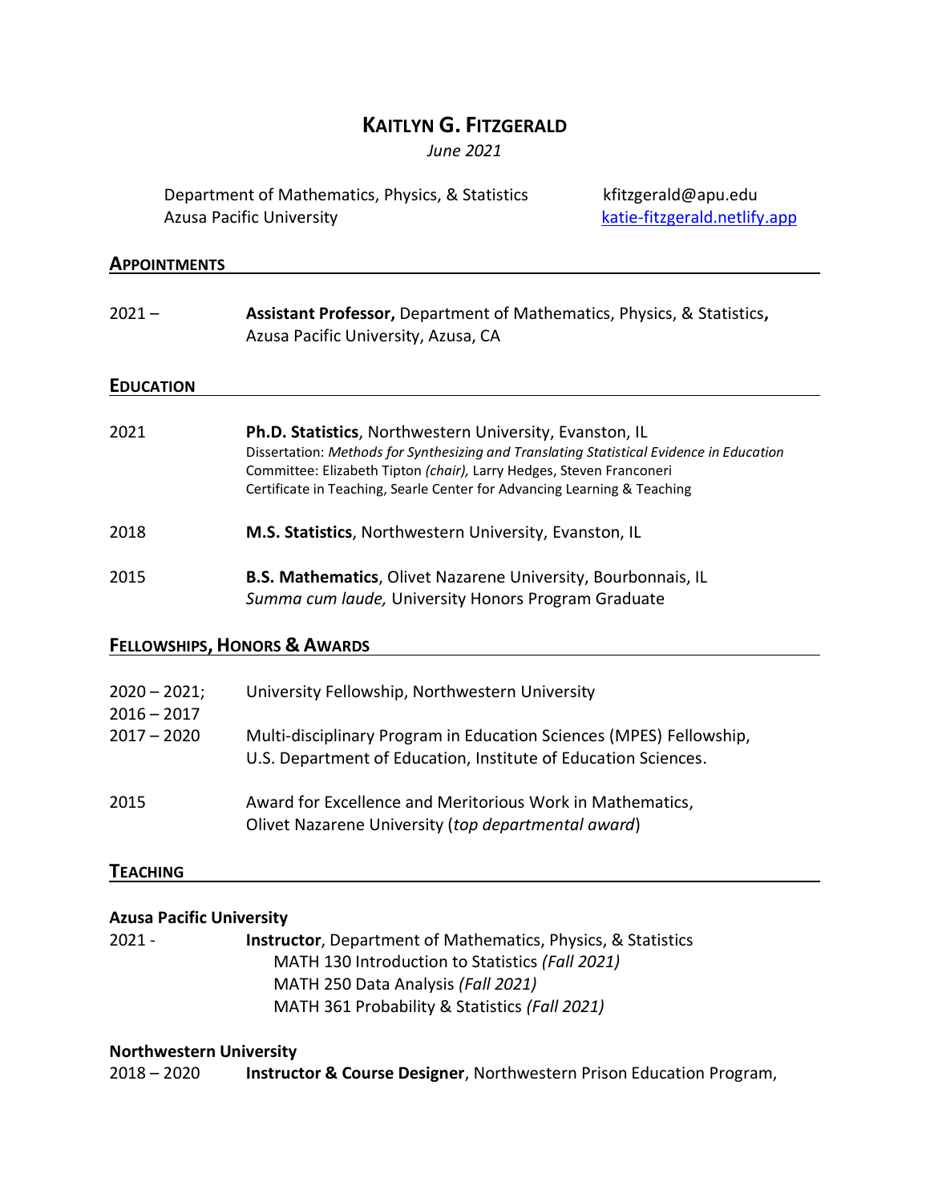# KAITLYN G. FITZGERALD

*June 2021*

Department of Mathematics, Physics, & Statistics
Azusa Pacific University

kfitzgerald@apu.edu
[katie-fitzgerald.netlify.app](katie-fitzgerald.netlify.app)

## APPOINTMENTS

2021 – **Assistant Professor,** Department of Mathematics, Physics, & Statistics**,** Azusa Pacific University, Azusa, CA

## EDUCATION

2021 **Ph.D. Statistics**, Northwestern University, Evanston, IL
Dissertation: *Methods for Synthesizing and Translating Statistical Evidence in Education*
Committee: Elizabeth Tipton *(chair),* Larry Hedges, Steven Franconeri
Certificate in Teaching, Searle Center for Advancing Learning & Teaching

2018 **M.S. Statistics**, Northwestern University, Evanston, IL

2015 **B.S. Mathematics**, Olivet Nazarene University, Bourbonnais, IL
*Summa cum laude,* University Honors Program Graduate

## FELLOWSHIPS, HONORS & AWARDS

2020 – 2021; 2016 – 2017 University Fellowship, Northwestern University

2017 – 2020 Multi-disciplinary Program in Education Sciences (MPES) Fellowship, U.S. Department of Education, Institute of Education Sciences.

2015 Award for Excellence and Meritorious Work in Mathematics, Olivet Nazarene University (*top departmental award*)

## TEACHING

**Azusa Pacific University**

2021 - **Instructor**, Department of Mathematics, Physics, & Statistics
- MATH 130 Introduction to Statistics *(Fall 2021)*
- MATH 250 Data Analysis *(Fall 2021)*
- MATH 361 Probability & Statistics *(Fall 2021)*

**Northwestern University**

2018 – 2020 **Instructor & Course Designer**, Northwestern Prison Education Program,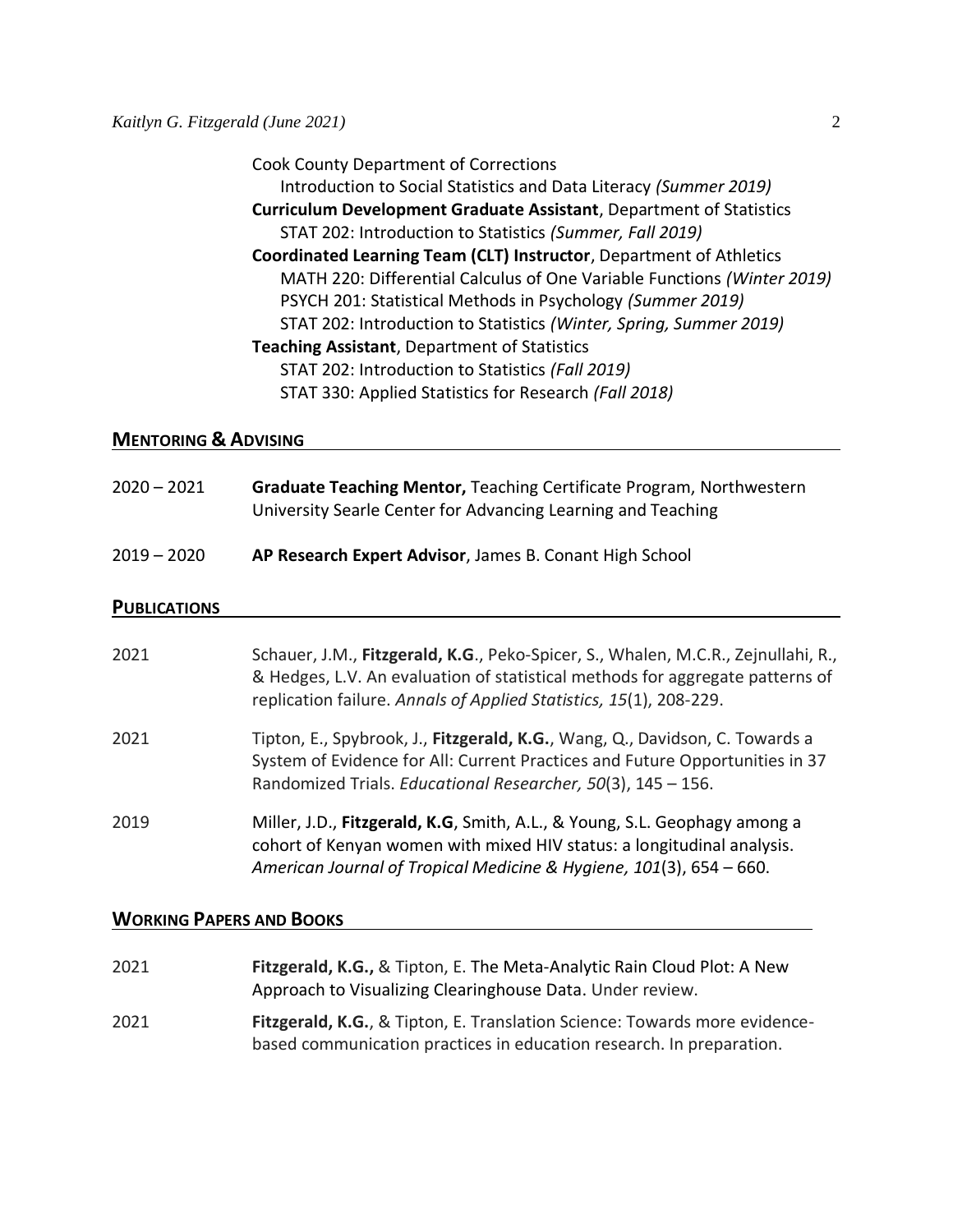Cook County Department of Corrections
    Introduction to Social Statistics and Data Literacy *(Summer 2019)*
**Curriculum Development Graduate Assistant**, Department of Statistics
    STAT 202: Introduction to Statistics *(Summer, Fall 2019)*
**Coordinated Learning Team (CLT) Instructor**, Department of Athletics
    MATH 220: Differential Calculus of One Variable Functions *(Winter 2019)*
    PSYCH 201: Statistical Methods in Psychology *(Summer 2019)*
    STAT 202: Introduction to Statistics *(Winter, Spring, Summer 2019)*
**Teaching Assistant**, Department of Statistics
    STAT 202: Introduction to Statistics *(Fall 2019)*
    STAT 330: Applied Statistics for Research *(Fall 2018)*

## Mentoring & Advising

2020 – 2021 **Graduate Teaching Mentor,** Teaching Certificate Program, Northwestern University Searle Center for Advancing Learning and Teaching

2019 – 2020 **AP Research Expert Advisor**, James B. Conant High School

## Publications

2021 Schauer, J.M., **Fitzgerald, K.G**., Peko-Spicer, S., Whalen, M.C.R., Zejnullahi, R., & Hedges, L.V. An evaluation of statistical methods for aggregate patterns of replication failure. *Annals of Applied Statistics, 15*(1), 208-229.

2021 Tipton, E., Spybrook, J., **Fitzgerald, K.G.**, Wang, Q., Davidson, C. Towards a System of Evidence for All: Current Practices and Future Opportunities in 37 Randomized Trials. *Educational Researcher, 50*(3), 145 – 156.

2019 Miller, J.D., **Fitzgerald, K.G**, Smith, A.L., & Young, S.L. Geophagy among a cohort of Kenyan women with mixed HIV status: a longitudinal analysis. *American Journal of Tropical Medicine & Hygiene, 101*(3), 654 – 660.

## Working Papers and Books

2021 **Fitzgerald, K.G.,** & Tipton, E. The Meta-Analytic Rain Cloud Plot: A New Approach to Visualizing Clearinghouse Data. Under review.

2021 **Fitzgerald, K.G.**, & Tipton, E. Translation Science: Towards more evidence-based communication practices in education research. In preparation.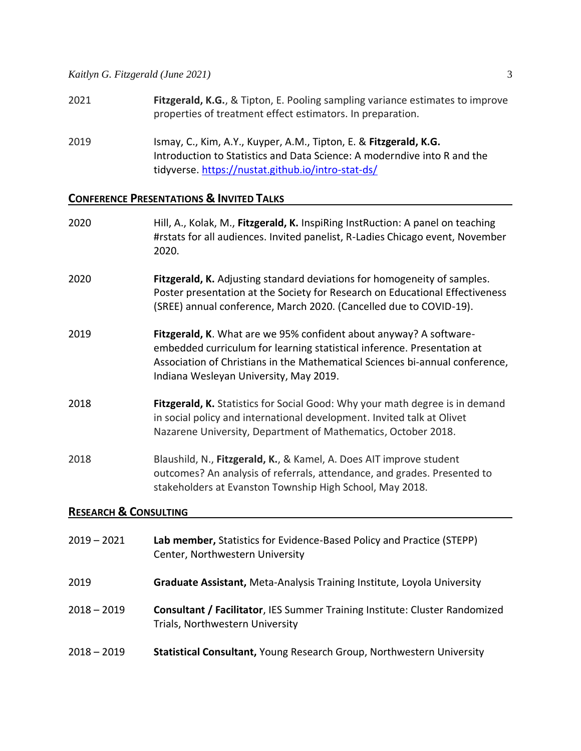2021 **Fitzgerald, K.G.**, & Tipton, E. Pooling sampling variance estimates to improve properties of treatment effect estimators. In preparation.

2019 Ismay, C., Kim, A.Y., Kuyper, A.M., Tipton, E. & **Fitzgerald, K.G.** Introduction to Statistics and Data Science: A moderndive into R and the tidyverse. https://nustat.github.io/intro-stat-ds/

## CONFERENCE PRESENTATIONS & INVITED TALKS

2020 Hill, A., Kolak, M., **Fitzgerald, K.** InspiRing InstRuction: A panel on teaching #rstats for all audiences. Invited panelist, R-Ladies Chicago event, November 2020.

2020 **Fitzgerald, K.** Adjusting standard deviations for homogeneity of samples. Poster presentation at the Society for Research on Educational Effectiveness (SREE) annual conference, March 2020. (Cancelled due to COVID-19).

2019 **Fitzgerald, K**. What are we 95% confident about anyway? A software-embedded curriculum for learning statistical inference. Presentation at Association of Christians in the Mathematical Sciences bi-annual conference, Indiana Wesleyan University, May 2019.

2018 **Fitzgerald, K.** Statistics for Social Good: Why your math degree is in demand in social policy and international development. Invited talk at Olivet Nazarene University, Department of Mathematics, October 2018.

2018 Blaushild, N., **Fitzgerald, K.**, & Kamel, A. Does AIT improve student outcomes? An analysis of referrals, attendance, and grades. Presented to stakeholders at Evanston Township High School, May 2018.

## RESEARCH & CONSULTING

2019 – 2021 **Lab member,** Statistics for Evidence-Based Policy and Practice (STEPP) Center, Northwestern University

2019 **Graduate Assistant,** Meta-Analysis Training Institute, Loyola University

2018 – 2019 **Consultant / Facilitator**, IES Summer Training Institute: Cluster Randomized Trials, Northwestern University

2018 – 2019 **Statistical Consultant,** Young Research Group, Northwestern University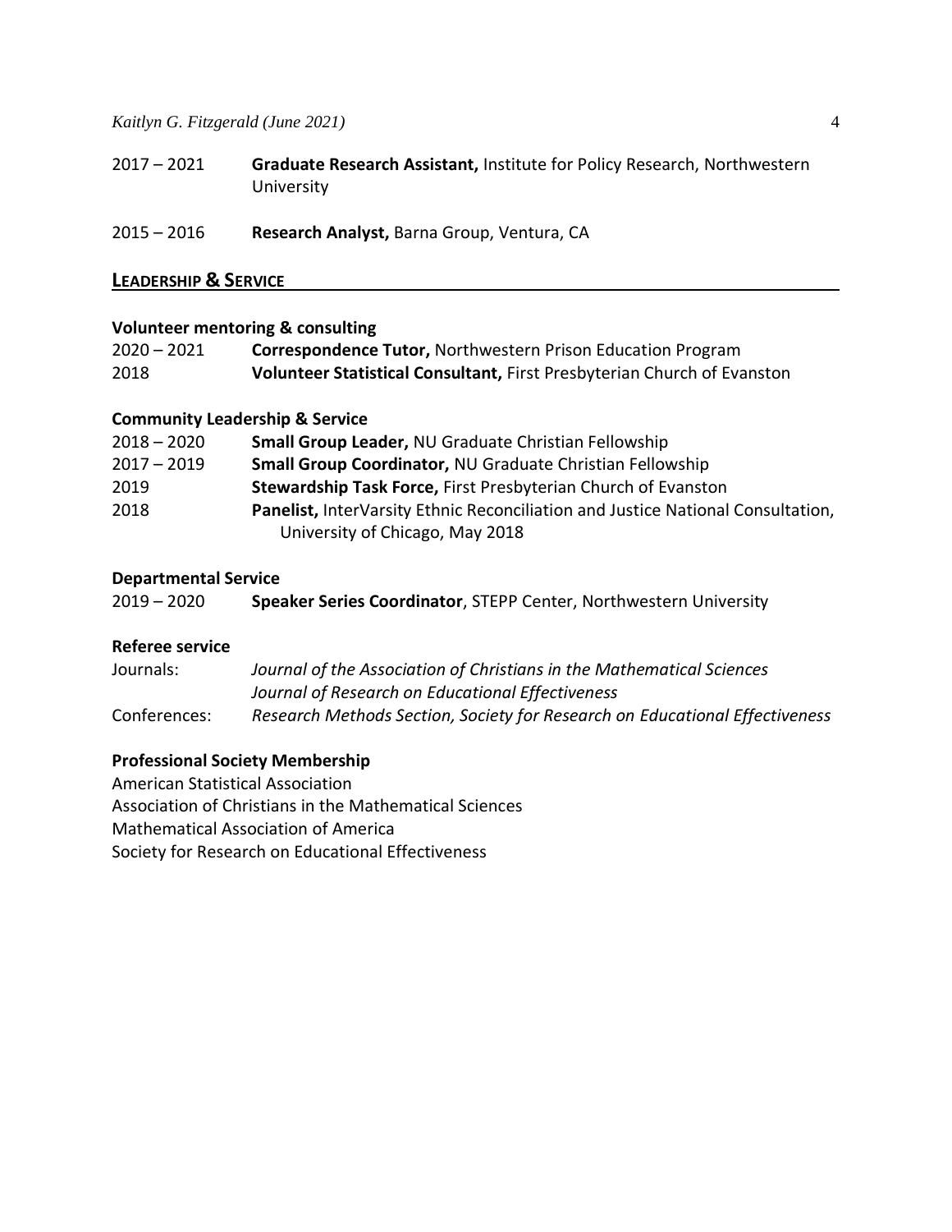2017 – 2021 **Graduate Research Assistant,** Institute for Policy Research, Northwestern University

2015 – 2016 **Research Analyst,** Barna Group, Ventura, CA

## LEADERSHIP & SERVICE

### Volunteer mentoring & consulting

2020 – 2021 **Correspondence Tutor,** Northwestern Prison Education Program
2018 **Volunteer Statistical Consultant,** First Presbyterian Church of Evanston

### Community Leadership & Service

2018 – 2020 **Small Group Leader,** NU Graduate Christian Fellowship
2017 – 2019 **Small Group Coordinator,** NU Graduate Christian Fellowship
2019 **Stewardship Task Force,** First Presbyterian Church of Evanston
2018 **Panelist,** InterVarsity Ethnic Reconciliation and Justice National Consultation, University of Chicago, May 2018

### Departmental Service

2019 – 2020 **Speaker Series Coordinator**, STEPP Center, Northwestern University

### Referee service

Journals: *Journal of the Association of Christians in the Mathematical Sciences*
*Journal of Research on Educational Effectiveness*
Conferences: *Research Methods Section, Society for Research on Educational Effectiveness*

### Professional Society Membership

American Statistical Association
Association of Christians in the Mathematical Sciences
Mathematical Association of America
Society for Research on Educational Effectiveness